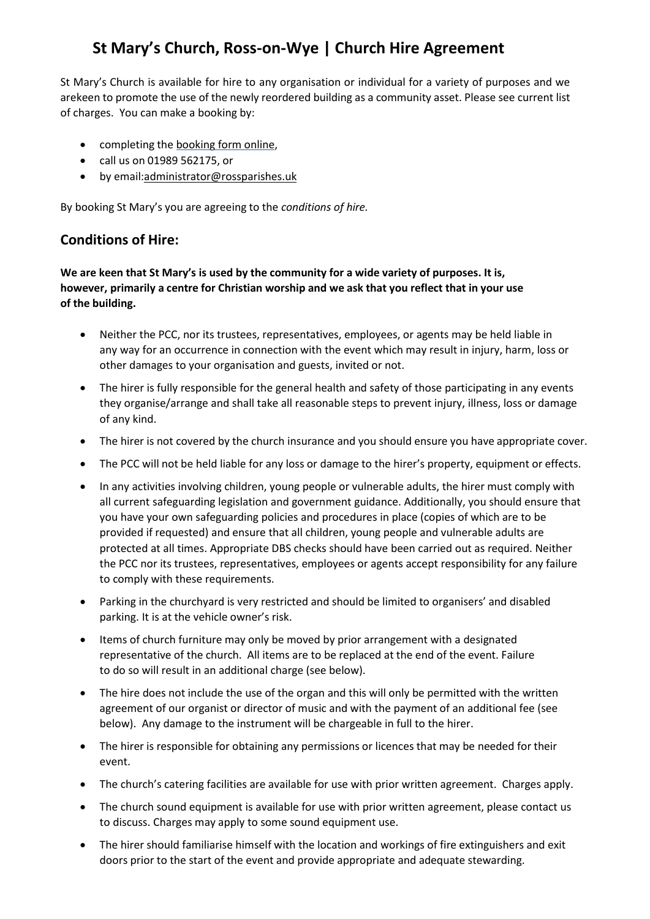# St Mary's Church, Ross-on-Wye | Church Hire Agreement

St Mary's Church is available for hire to any organisation or individual for a variety of purposes and we arekeen to promote the use of the newly reordered building as a community asset. Please see current list of charges. You can make a booking by:

- completing the booking form online,
- call us on 01989 562175, or
- by email:administrator@rossparishes.uk

By booking St Mary's you are agreeing to the *conditions of hire.*

## Conditions of Hire:

**We are keen that St Mary's is used by the community for a wide variety of purposes. It is, however, primarily a centre for Christian worship and we ask that you reflect that in your use of the building.**

- Neither the PCC, nor its trustees, representatives, employees, or agents may be held liable in any way for an occurrence in connection with the event which may result in injury, harm, loss or other damages to your organisation and guests, invited or not.
- The hirer is fully responsible for the general health and safety of those participating in any events they organise/arrange and shall take all reasonable steps to prevent injury, illness, loss or damage of any kind.
- The hirer is not covered by the church insurance and you should ensure you have appropriate cover.
- The PCC will not be held liable for any loss or damage to the hirer's property, equipment or effects.
- In any activities involving children, young people or vulnerable adults, the hirer must comply with all current safeguarding legislation and government guidance. Additionally, you should ensure that you have your own safeguarding policies and procedures in place (copies of which are to be provided if requested) and ensure that all children, young people and vulnerable adults are protected at all times. Appropriate DBS checks should have been carried out as required. Neither the PCC nor its trustees, representatives, employees or agents accept responsibility for any failure to comply with these requirements.
- Parking in the churchyard is very restricted and should be limited to organisers' and disabled parking. It is at the vehicle owner's risk.
- Items of church furniture may only be moved by prior arrangement with a designated representative of the church. All items are to be replaced at the end of the event. Failure to do so will result in an additional charge (see below).
- The hire does not include the use of the organ and this will only be permitted with the written agreement of our organist or director of music and with the payment of an additional fee (see below). Any damage to the instrument will be chargeable in full to the hirer.
- The hirer is responsible for obtaining any permissions or licences that may be needed for their event.
- The church's catering facilities are available for use with prior written agreement. Charges apply.
- The church sound equipment is available for use with prior written agreement, please contact us to discuss. Charges may apply to some sound equipment use.
- The hirer should familiarise himself with the location and workings of fire extinguishers and exit doors prior to the start of the event and provide appropriate and adequate stewarding.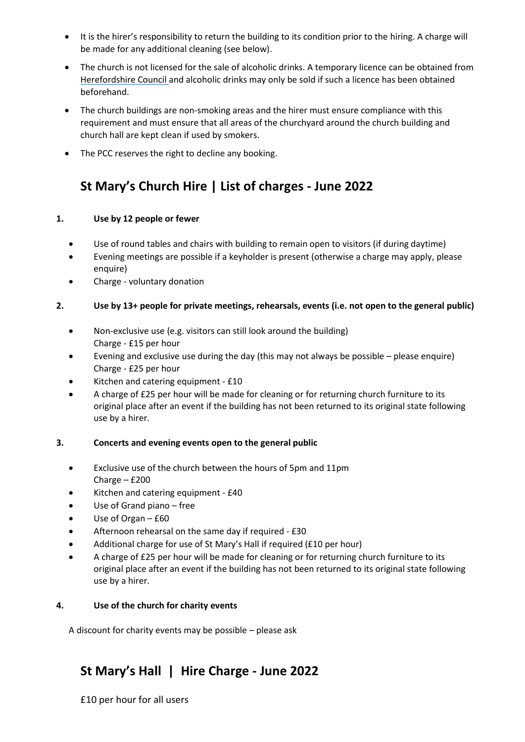- It is the hirer's responsibility to return the building to its condition prior to the hiring. A charge will be made for any additional cleaning (see below).
- The church is not licensed for the sale of alcoholic drinks. A temporary licence can be obtained from Herefordshire Council and alcoholic drinks may only be sold if such a licence has been obtained beforehand.
- The church buildings are non-smoking areas and the hirer must ensure compliance with this requirement and must ensure that all areas of the churchyard around the church building and church hall are kept clean if used by smokers.
- The PCC reserves the right to decline any booking.

## St Mary's Church Hire | List of charges - June 2022

**1. Use by 12 people or fewer**

- Use of round tables and chairs with building to remain open to visitors (if during daytime)
- Evening meetings are possible if a keyholder is present (otherwise a charge may apply, please enquire)
- Charge - voluntary donation

**2. Use by 13+ people for private meetings, rehearsals, events (i.e. not open to the general public)**

- Non-exclusive use (e.g. visitors can still look around the building)
  Charge - £15 per hour
- Evening and exclusive use during the day (this may not always be possible – please enquire)
  Charge - £25 per hour
- Kitchen and catering equipment - £10
- A charge of £25 per hour will be made for cleaning or for returning church furniture to its original place after an event if the building has not been returned to its original state following use by a hirer.

**3. Concerts and evening events open to the general public**

- Exclusive use of the church between the hours of 5pm and 11pm
  Charge – £200
- Kitchen and catering equipment - £40
- Use of Grand piano – free
- Use of Organ – £60
- Afternoon rehearsal on the same day if required - £30
- Additional charge for use of St Mary's Hall if required (£10 per hour)
- A charge of £25 per hour will be made for cleaning or for returning church furniture to its original place after an event if the building has not been returned to its original state following use by a hirer.

**4. Use of the church for charity events**

A discount for charity events may be possible – please ask

## St Mary's Hall | Hire Charge - June 2022

£10 per hour for all users